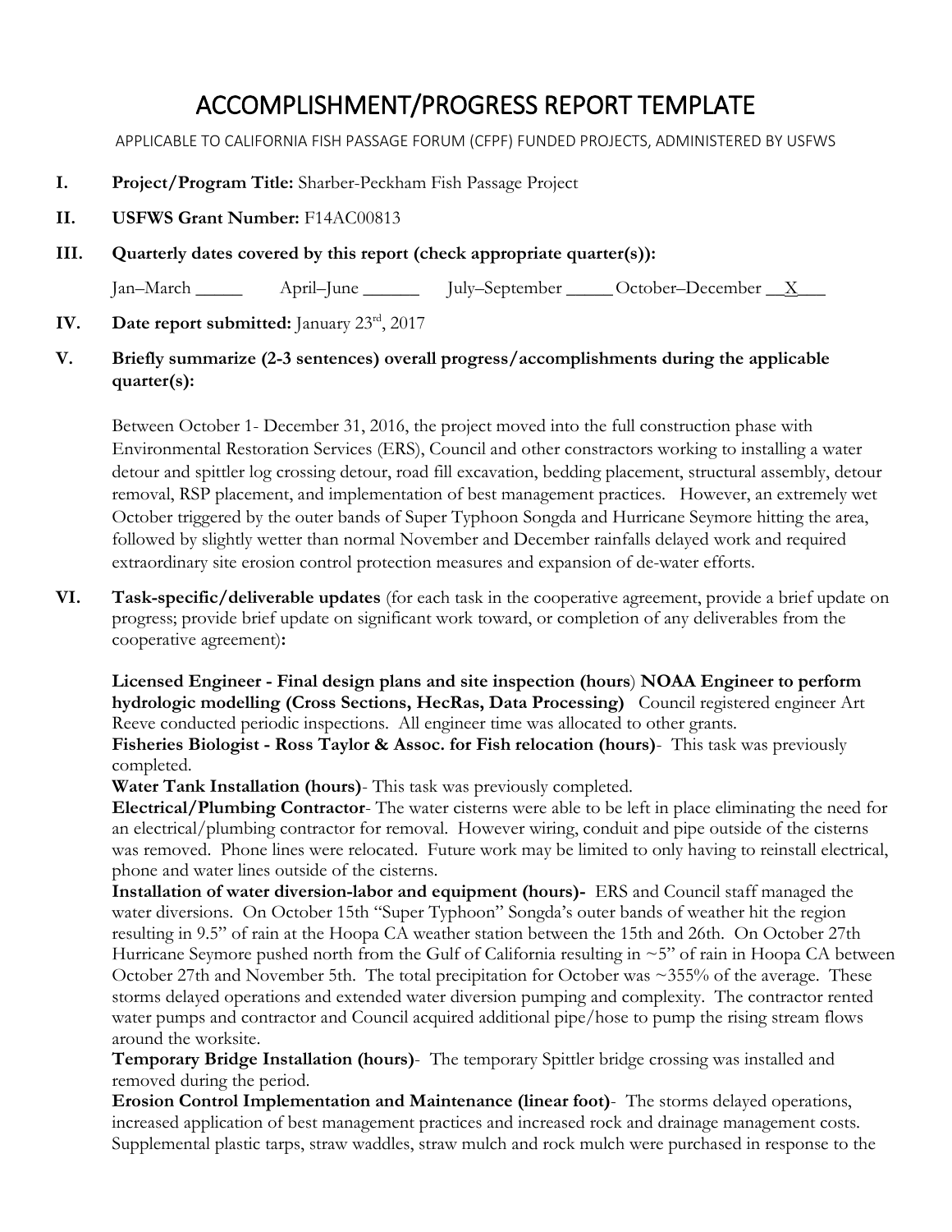# ACCOMPLISHMENT/PROGRESS REPORT TEMPLATE

APPLICABLE TO CALIFORNIA FISH PASSAGE FORUM (CFPF) FUNDED PROJECTS, ADMINISTERED BY USFWS

**I. Project/Program Title:** Sharber-Peckham Fish Passage Project

**II. USFWS Grant Number:** F14AC00813

**III. Quarterly dates covered by this report (check appropriate quarter(s)):**

Jan–March _____ April–June ______ July–September _____ October–December __X___

**IV. Date report submitted:** January 23rd, 2017

**V. Briefly summarize (2-3 sentences) overall progress/accomplishments during the applicable quarter(s):**

Between October 1- December 31, 2016, the project moved into the full construction phase with Environmental Restoration Services (ERS), Council and other constractors working to installing a water detour and spittler log crossing detour, road fill excavation, bedding placement, structural assembly, detour removal, RSP placement, and implementation of best management practices. However, an extremely wet October triggered by the outer bands of Super Typhoon Songda and Hurricane Seymore hitting the area, followed by slightly wetter than normal November and December rainfalls delayed work and required extraordinary site erosion control protection measures and expansion of de-water efforts.

**VI. Task-specific/deliverable updates** (for each task in the cooperative agreement, provide a brief update on progress; provide brief update on significant work toward, or completion of any deliverables from the cooperative agreement)**:**

**Licensed Engineer - Final design plans and site inspection (hours**) **NOAA Engineer to perform hydrologic modelling (Cross Sections, HecRas, Data Processing)** Council registered engineer Art Reeve conducted periodic inspections. All engineer time was allocated to other grants.

**Fisheries Biologist - Ross Taylor & Assoc. for Fish relocation (hours)**- This task was previously completed.

**Water Tank Installation (hours)**- This task was previously completed.

**Electrical/Plumbing Contractor**- The water cisterns were able to be left in place eliminating the need for an electrical/plumbing contractor for removal. However wiring, conduit and pipe outside of the cisterns was removed. Phone lines were relocated. Future work may be limited to only having to reinstall electrical, phone and water lines outside of the cisterns.

**Installation of water diversion-labor and equipment (hours)-** ERS and Council staff managed the water diversions. On October 15th "Super Typhoon" Songda's outer bands of weather hit the region resulting in 9.5" of rain at the Hoopa CA weather station between the 15th and 26th. On October 27th Hurricane Seymore pushed north from the Gulf of California resulting in ~5" of rain in Hoopa CA between October 27th and November 5th. The total precipitation for October was ~355% of the average. These storms delayed operations and extended water diversion pumping and complexity. The contractor rented water pumps and contractor and Council acquired additional pipe/hose to pump the rising stream flows around the worksite.

**Temporary Bridge Installation (hours)**- The temporary Spittler bridge crossing was installed and removed during the period.

**Erosion Control Implementation and Maintenance (linear foot)**- The storms delayed operations, increased application of best management practices and increased rock and drainage management costs. Supplemental plastic tarps, straw waddles, straw mulch and rock mulch were purchased in response to the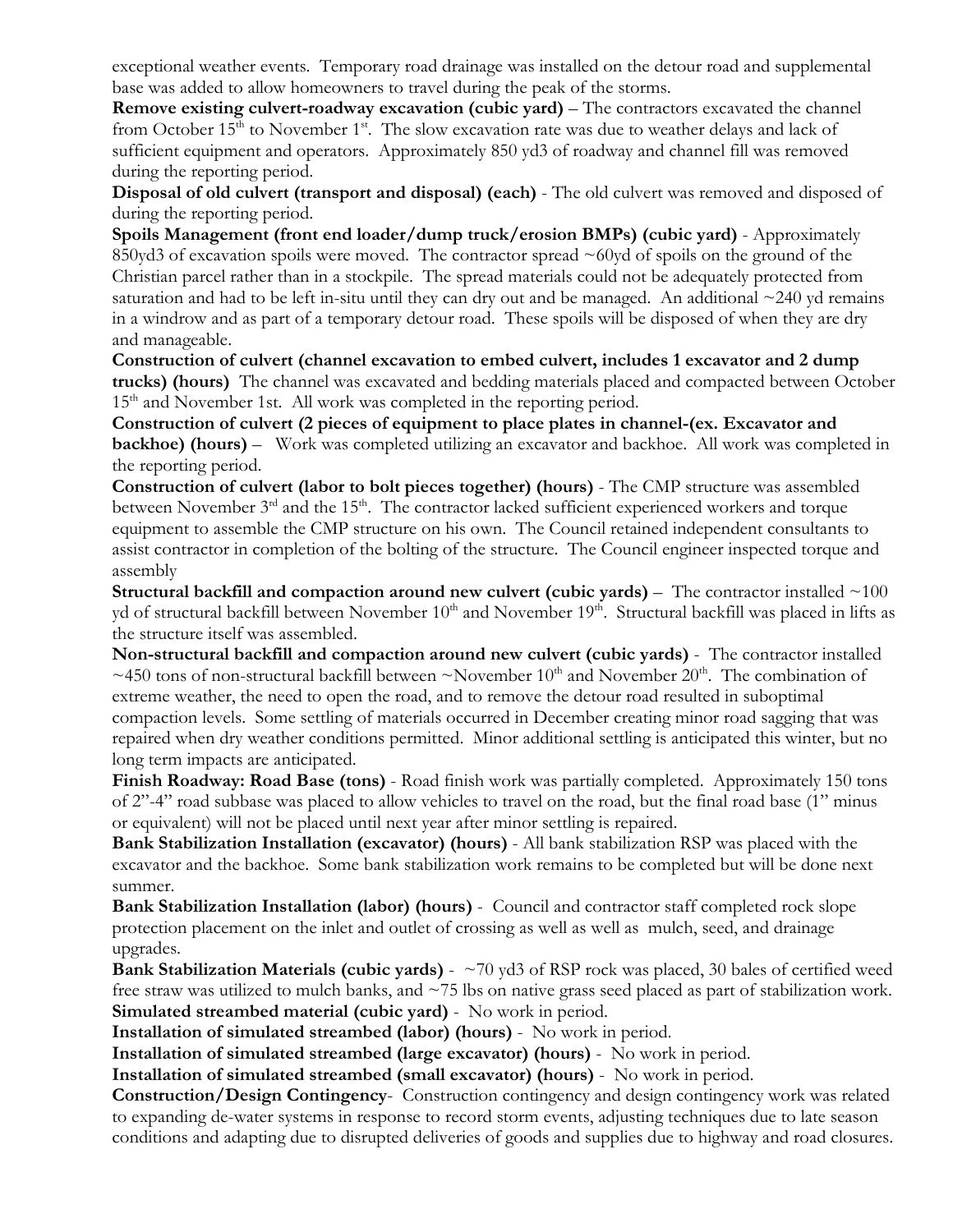exceptional weather events. Temporary road drainage was installed on the detour road and supplemental base was added to allow homeowners to travel during the peak of the storms.

**Remove existing culvert-roadway excavation (cubic yard)** – The contractors excavated the channel from October 15th to November 1st. The slow excavation rate was due to weather delays and lack of sufficient equipment and operators. Approximately 850 yd3 of roadway and channel fill was removed during the reporting period.

**Disposal of old culvert (transport and disposal) (each)** - The old culvert was removed and disposed of during the reporting period.

**Spoils Management (front end loader/dump truck/erosion BMPs) (cubic yard)** - Approximately 850yd3 of excavation spoils were moved. The contractor spread ~60yd of spoils on the ground of the Christian parcel rather than in a stockpile. The spread materials could not be adequately protected from saturation and had to be left in-situ until they can dry out and be managed. An additional ~240 yd remains in a windrow and as part of a temporary detour road. These spoils will be disposed of when they are dry and manageable.

**Construction of culvert (channel excavation to embed culvert, includes 1 excavator and 2 dump trucks) (hours)** The channel was excavated and bedding materials placed and compacted between October 15th and November 1st. All work was completed in the reporting period.

**Construction of culvert (2 pieces of equipment to place plates in channel-(ex. Excavator and backhoe) (hours)** – Work was completed utilizing an excavator and backhoe. All work was completed in the reporting period.

**Construction of culvert (labor to bolt pieces together) (hours)** - The CMP structure was assembled between November 3rd and the 15th. The contractor lacked sufficient experienced workers and torque equipment to assemble the CMP structure on his own. The Council retained independent consultants to assist contractor in completion of the bolting of the structure. The Council engineer inspected torque and assembly

**Structural backfill and compaction around new culvert (cubic yards)** – The contractor installed ~100 yd of structural backfill between November 10th and November 19th. Structural backfill was placed in lifts as the structure itself was assembled.

**Non-structural backfill and compaction around new culvert (cubic yards)** - The contractor installed ~450 tons of non-structural backfill between ~November 10th and November 20th. The combination of extreme weather, the need to open the road, and to remove the detour road resulted in suboptimal compaction levels. Some settling of materials occurred in December creating minor road sagging that was repaired when dry weather conditions permitted. Minor additional settling is anticipated this winter, but no long term impacts are anticipated.

**Finish Roadway: Road Base (tons)** - Road finish work was partially completed. Approximately 150 tons of 2"-4" road subbase was placed to allow vehicles to travel on the road, but the final road base (1" minus or equivalent) will not be placed until next year after minor settling is repaired.

**Bank Stabilization Installation (excavator) (hours)** - All bank stabilization RSP was placed with the excavator and the backhoe. Some bank stabilization work remains to be completed but will be done next summer.

**Bank Stabilization Installation (labor) (hours)** - Council and contractor staff completed rock slope protection placement on the inlet and outlet of crossing as well as well as mulch, seed, and drainage upgrades.

**Bank Stabilization Materials (cubic yards)** - ~70 yd3 of RSP rock was placed, 30 bales of certified weed free straw was utilized to mulch banks, and ~75 lbs on native grass seed placed as part of stabilization work.

**Simulated streambed material (cubic yard)** - No work in period.

**Installation of simulated streambed (labor) (hours)** - No work in period.

**Installation of simulated streambed (large excavator) (hours)** - No work in period.

**Installation of simulated streambed (small excavator) (hours)** - No work in period.

**Construction/Design Contingency**- Construction contingency and design contingency work was related to expanding de-water systems in response to record storm events, adjusting techniques due to late season conditions and adapting due to disrupted deliveries of goods and supplies due to highway and road closures.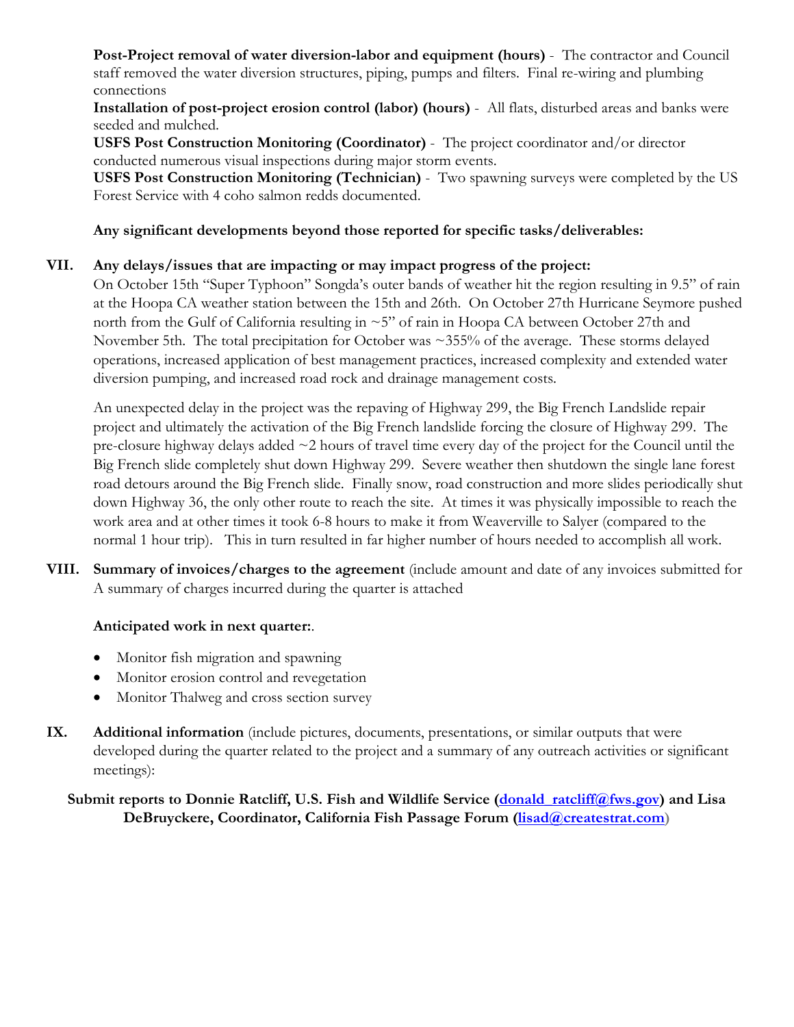**Post-Project removal of water diversion-labor and equipment (hours)** - The contractor and Council staff removed the water diversion structures, piping, pumps and filters. Final re-wiring and plumbing connections

**Installation of post-project erosion control (labor) (hours)** - All flats, disturbed areas and banks were seeded and mulched.

**USFS Post Construction Monitoring (Coordinator)** - The project coordinator and/or director conducted numerous visual inspections during major storm events.

**USFS Post Construction Monitoring (Technician)** - Two spawning surveys were completed by the US Forest Service with 4 coho salmon redds documented.

**Any significant developments beyond those reported for specific tasks/deliverables:**

**VII. Any delays/issues that are impacting or may impact progress of the project:**

On October 15th "Super Typhoon" Songda's outer bands of weather hit the region resulting in 9.5" of rain at the Hoopa CA weather station between the 15th and 26th. On October 27th Hurricane Seymore pushed north from the Gulf of California resulting in ~5" of rain in Hoopa CA between October 27th and November 5th. The total precipitation for October was ~355% of the average. These storms delayed operations, increased application of best management practices, increased complexity and extended water diversion pumping, and increased road rock and drainage management costs.

An unexpected delay in the project was the repaving of Highway 299, the Big French Landslide repair project and ultimately the activation of the Big French landslide forcing the closure of Highway 299. The pre-closure highway delays added ~2 hours of travel time every day of the project for the Council until the Big French slide completely shut down Highway 299. Severe weather then shutdown the single lane forest road detours around the Big French slide. Finally snow, road construction and more slides periodically shut down Highway 36, the only other route to reach the site. At times it was physically impossible to reach the work area and at other times it took 6-8 hours to make it from Weaverville to Salyer (compared to the normal 1 hour trip). This in turn resulted in far higher number of hours needed to accomplish all work.

**VIII. Summary of invoices/charges to the agreement** (include amount and date of any invoices submitted for A summary of charges incurred during the quarter is attached

**Anticipated work in next quarter:**.

- Monitor fish migration and spawning
- Monitor erosion control and revegetation
- Monitor Thalweg and cross section survey

**IX. Additional information** (include pictures, documents, presentations, or similar outputs that were developed during the quarter related to the project and a summary of any outreach activities or significant meetings):

**Submit reports to Donnie Ratcliff, U.S. Fish and Wildlife Service (donald_ratcliff@fws.gov) and Lisa DeBruyckere, Coordinator, California Fish Passage Forum (lisad@createstrat.com)**